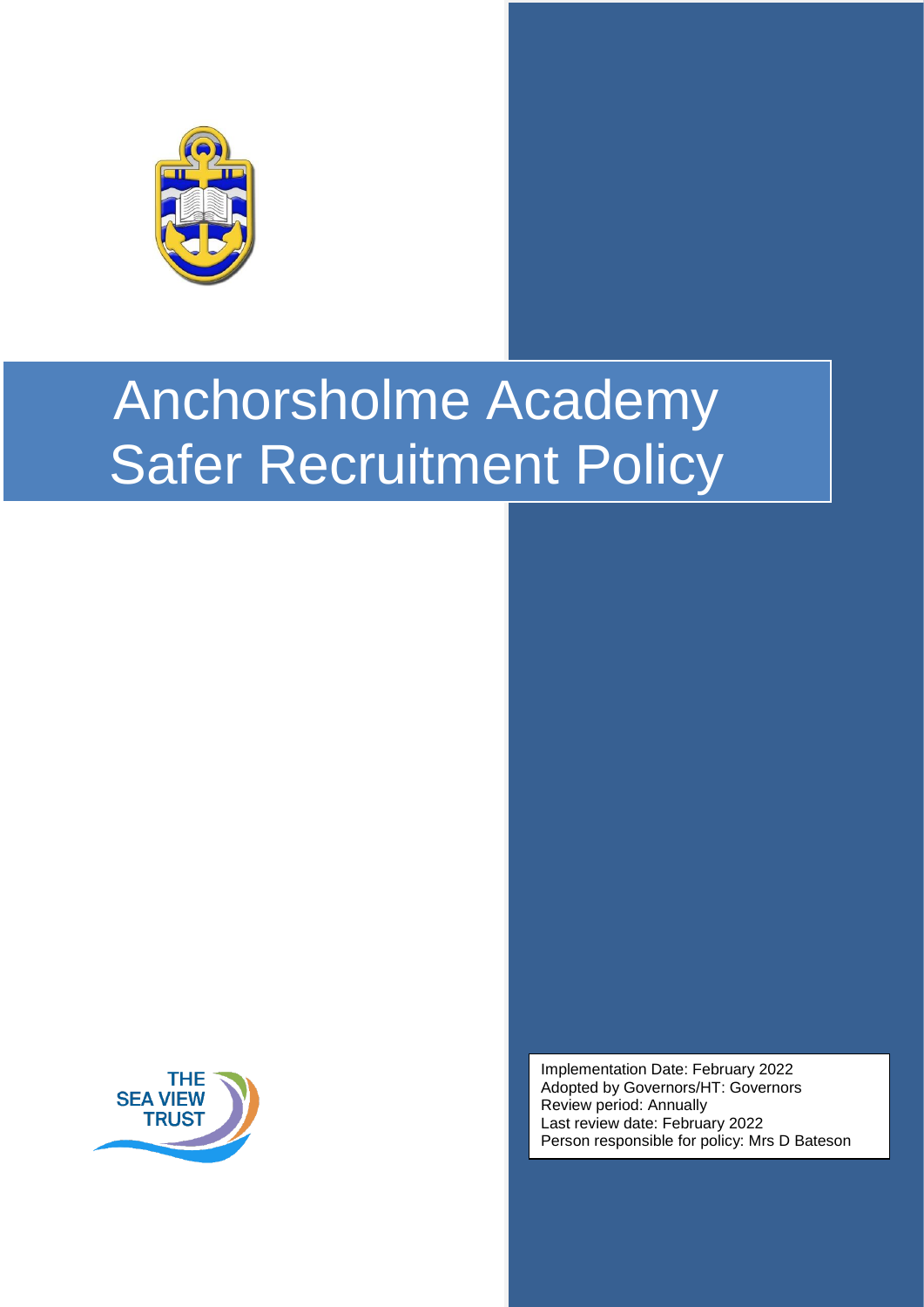# Anchorsholme Academy Safer Recruitment Policy

THE SEA VIEW TRUST

Implementation Date: February 2022
Adopted by Governors/HT: Governors
Review period: Annually
Last review date: February 2022
Person responsible for policy: Mrs D Bateson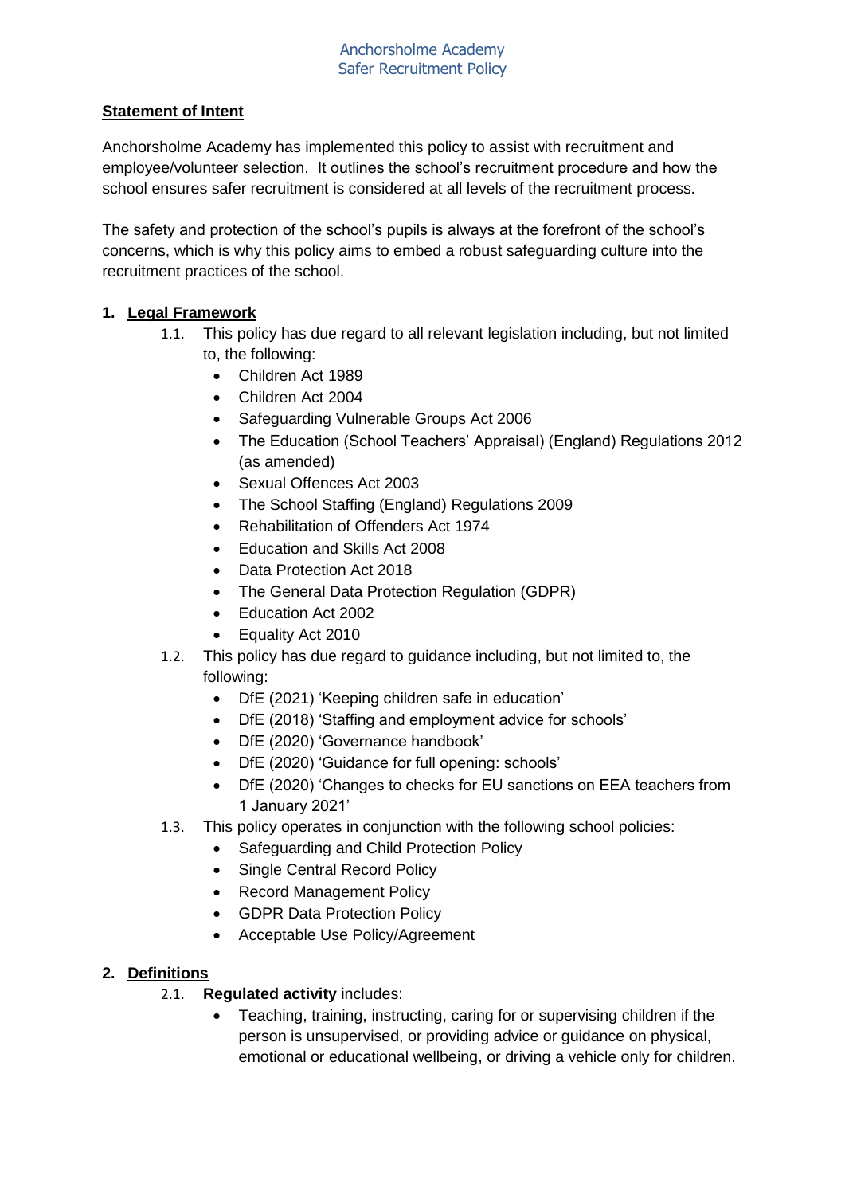**Statement of Intent**

Anchorsholme Academy has implemented this policy to assist with recruitment and employee/volunteer selection. It outlines the school's recruitment procedure and how the school ensures safer recruitment is considered at all levels of the recruitment process.

The safety and protection of the school's pupils is always at the forefront of the school's concerns, which is why this policy aims to embed a robust safeguarding culture into the recruitment practices of the school.

## 1. Legal Framework

1.1. This policy has due regard to all relevant legislation including, but not limited to, the following:

- Children Act 1989
- Children Act 2004
- Safeguarding Vulnerable Groups Act 2006
- The Education (School Teachers' Appraisal) (England) Regulations 2012 (as amended)
- Sexual Offences Act 2003
- The School Staffing (England) Regulations 2009
- Rehabilitation of Offenders Act 1974
- Education and Skills Act 2008
- Data Protection Act 2018
- The General Data Protection Regulation (GDPR)
- Education Act 2002
- Equality Act 2010

1.2. This policy has due regard to guidance including, but not limited to, the following:

- DfE (2021) 'Keeping children safe in education'
- DfE (2018) 'Staffing and employment advice for schools'
- DfE (2020) 'Governance handbook'
- DfE (2020) 'Guidance for full opening: schools'
- DfE (2020) 'Changes to checks for EU sanctions on EEA teachers from 1 January 2021'

1.3. This policy operates in conjunction with the following school policies:

- Safeguarding and Child Protection Policy
- Single Central Record Policy
- Record Management Policy
- GDPR Data Protection Policy
- Acceptable Use Policy/Agreement

## 2. Definitions

2.1. **Regulated activity** includes:

- Teaching, training, instructing, caring for or supervising children if the person is unsupervised, or providing advice or guidance on physical, emotional or educational wellbeing, or driving a vehicle only for children.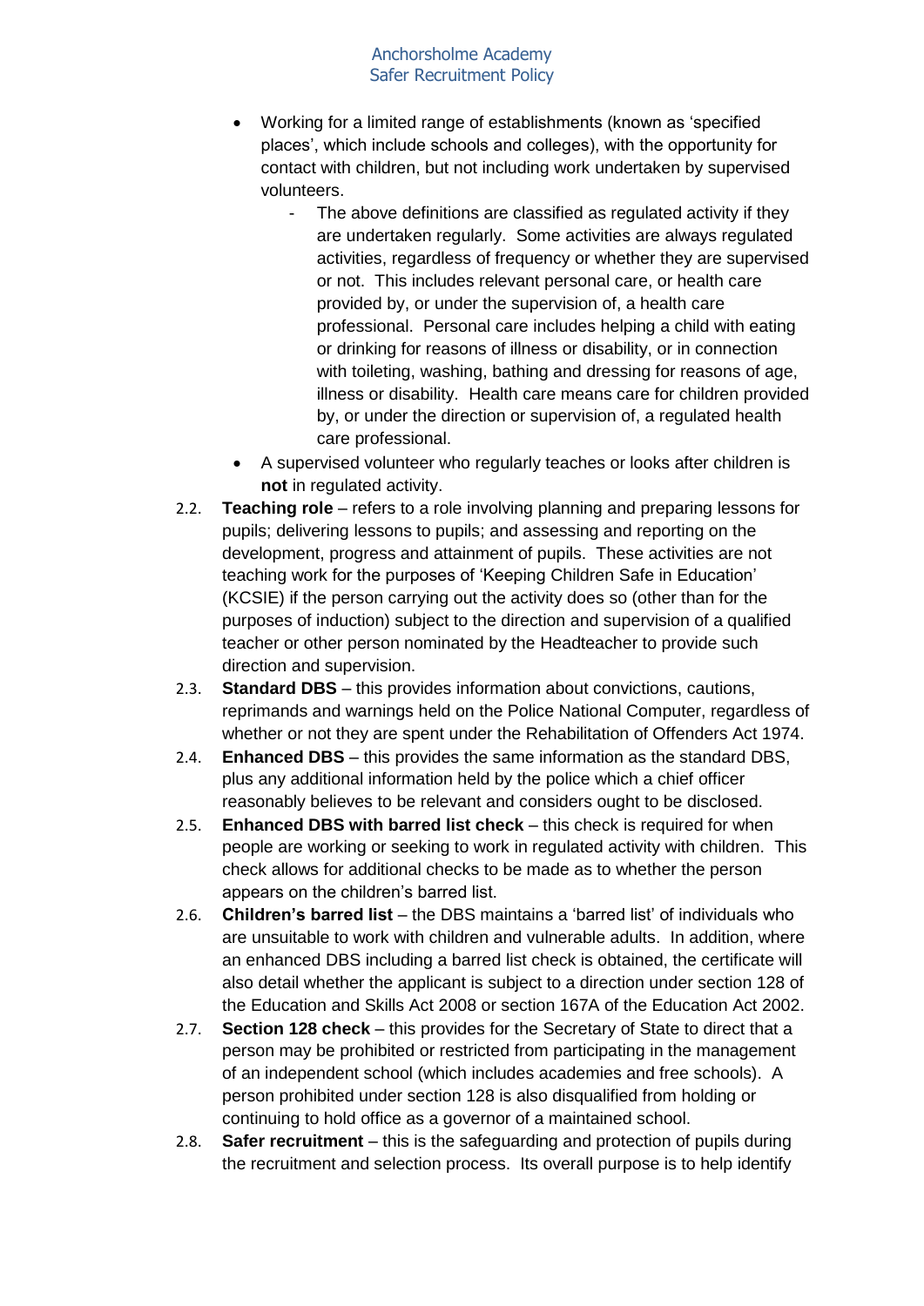- Working for a limited range of establishments (known as 'specified places', which include schools and colleges), with the opportunity for contact with children, but not including work undertaken by supervised volunteers.
    - The above definitions are classified as regulated activity if they are undertaken regularly. Some activities are always regulated activities, regardless of frequency or whether they are supervised or not. This includes relevant personal care, or health care provided by, or under the supervision of, a health care professional. Personal care includes helping a child with eating or drinking for reasons of illness or disability, or in connection with toileting, washing, bathing and dressing for reasons of age, illness or disability. Health care means care for children provided by, or under the direction or supervision of, a regulated health care professional.
- A supervised volunteer who regularly teaches or looks after children is **not** in regulated activity.

2.2. **Teaching role** – refers to a role involving planning and preparing lessons for pupils; delivering lessons to pupils; and assessing and reporting on the development, progress and attainment of pupils. These activities are not teaching work for the purposes of 'Keeping Children Safe in Education' (KCSIE) if the person carrying out the activity does so (other than for the purposes of induction) subject to the direction and supervision of a qualified teacher or other person nominated by the Headteacher to provide such direction and supervision.

2.3. **Standard DBS** – this provides information about convictions, cautions, reprimands and warnings held on the Police National Computer, regardless of whether or not they are spent under the Rehabilitation of Offenders Act 1974.

2.4. **Enhanced DBS** – this provides the same information as the standard DBS, plus any additional information held by the police which a chief officer reasonably believes to be relevant and considers ought to be disclosed.

2.5. **Enhanced DBS with barred list check** – this check is required for when people are working or seeking to work in regulated activity with children. This check allows for additional checks to be made as to whether the person appears on the children's barred list.

2.6. **Children's barred list** – the DBS maintains a 'barred list' of individuals who are unsuitable to work with children and vulnerable adults. In addition, where an enhanced DBS including a barred list check is obtained, the certificate will also detail whether the applicant is subject to a direction under section 128 of the Education and Skills Act 2008 or section 167A of the Education Act 2002.

2.7. **Section 128 check** – this provides for the Secretary of State to direct that a person may be prohibited or restricted from participating in the management of an independent school (which includes academies and free schools). A person prohibited under section 128 is also disqualified from holding or continuing to hold office as a governor of a maintained school.

2.8. **Safer recruitment** – this is the safeguarding and protection of pupils during the recruitment and selection process. Its overall purpose is to help identify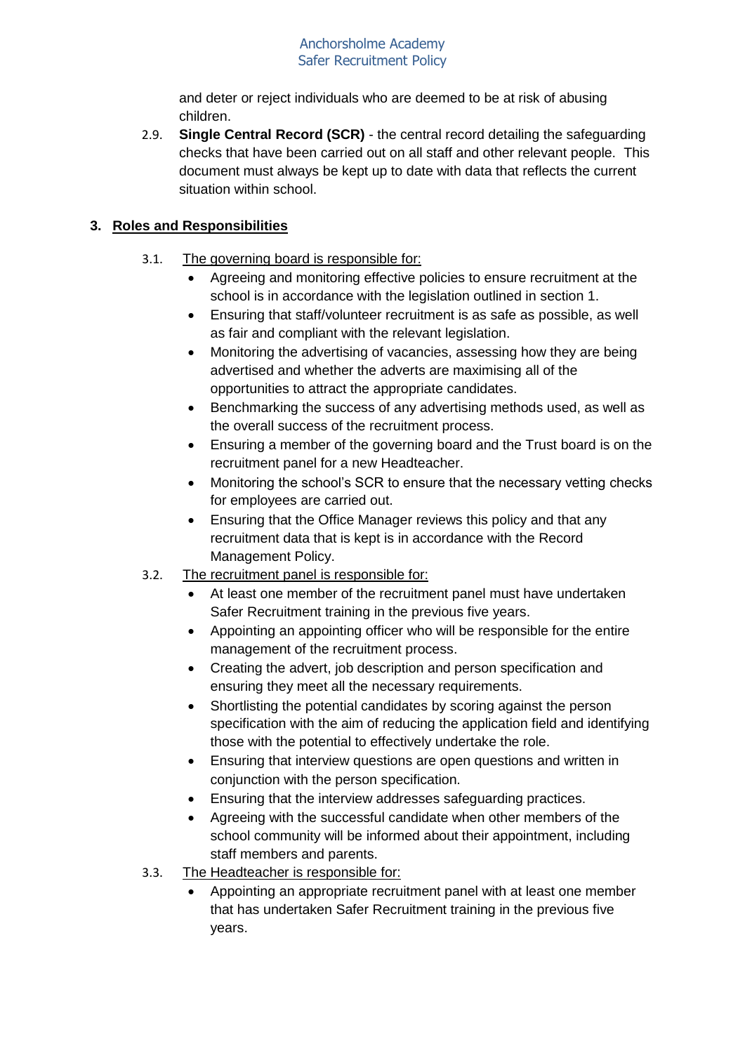and deter or reject individuals who are deemed to be at risk of abusing children.

2.9. **Single Central Record (SCR)** - the central record detailing the safeguarding checks that have been carried out on all staff and other relevant people. This document must always be kept up to date with data that reflects the current situation within school.

## 3. Roles and Responsibilities

3.1. The governing board is responsible for:

- Agreeing and monitoring effective policies to ensure recruitment at the school is in accordance with the legislation outlined in section 1.
- Ensuring that staff/volunteer recruitment is as safe as possible, as well as fair and compliant with the relevant legislation.
- Monitoring the advertising of vacancies, assessing how they are being advertised and whether the adverts are maximising all of the opportunities to attract the appropriate candidates.
- Benchmarking the success of any advertising methods used, as well as the overall success of the recruitment process.
- Ensuring a member of the governing board and the Trust board is on the recruitment panel for a new Headteacher.
- Monitoring the school's SCR to ensure that the necessary vetting checks for employees are carried out.
- Ensuring that the Office Manager reviews this policy and that any recruitment data that is kept is in accordance with the Record Management Policy.

3.2. The recruitment panel is responsible for:

- At least one member of the recruitment panel must have undertaken Safer Recruitment training in the previous five years.
- Appointing an appointing officer who will be responsible for the entire management of the recruitment process.
- Creating the advert, job description and person specification and ensuring they meet all the necessary requirements.
- Shortlisting the potential candidates by scoring against the person specification with the aim of reducing the application field and identifying those with the potential to effectively undertake the role.
- Ensuring that interview questions are open questions and written in conjunction with the person specification.
- Ensuring that the interview addresses safeguarding practices.
- Agreeing with the successful candidate when other members of the school community will be informed about their appointment, including staff members and parents.

3.3. The Headteacher is responsible for:

- Appointing an appropriate recruitment panel with at least one member that has undertaken Safer Recruitment training in the previous five years.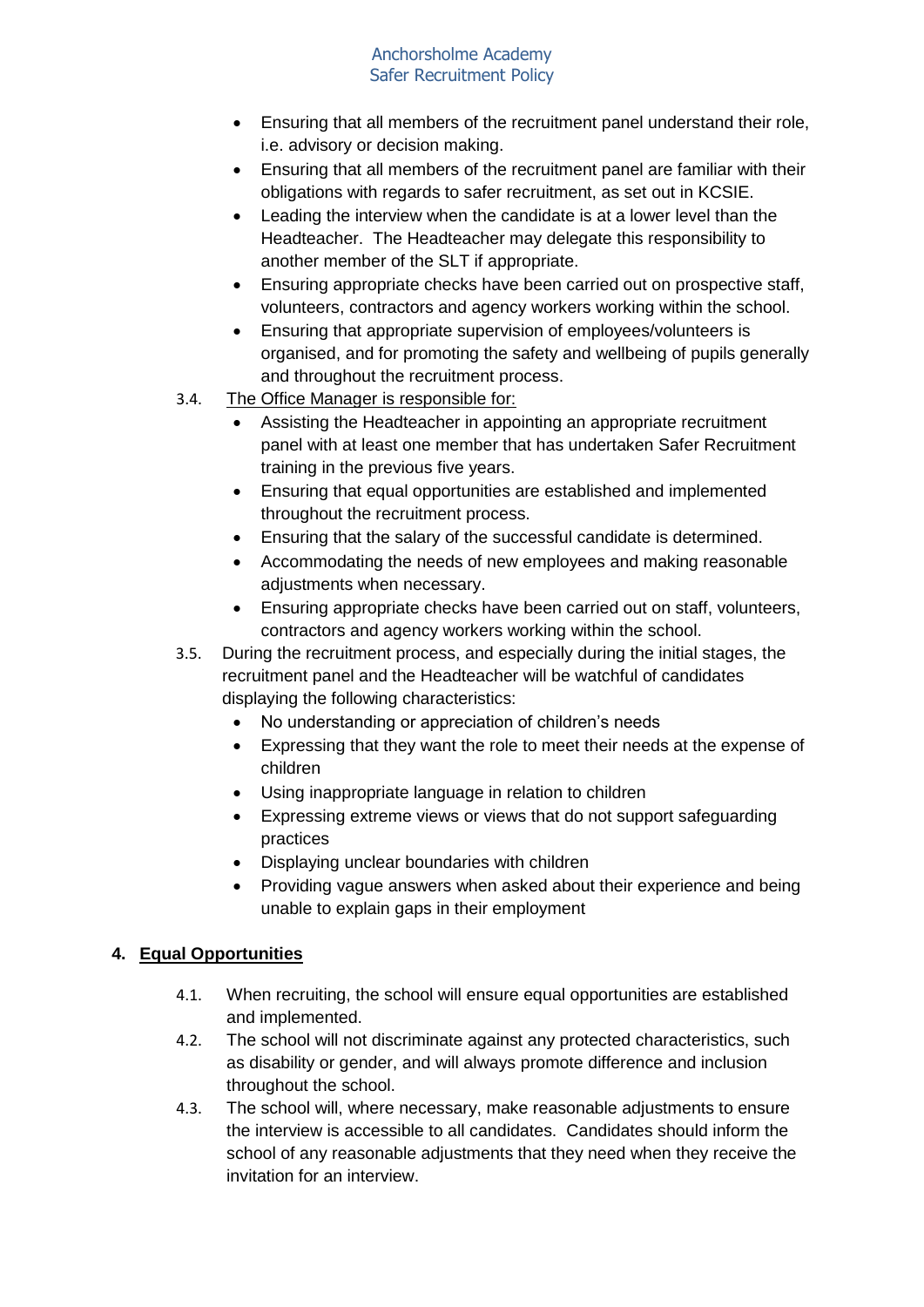- Ensuring that all members of the recruitment panel understand their role, i.e. advisory or decision making.
- Ensuring that all members of the recruitment panel are familiar with their obligations with regards to safer recruitment, as set out in KCSIE.
- Leading the interview when the candidate is at a lower level than the Headteacher. The Headteacher may delegate this responsibility to another member of the SLT if appropriate.
- Ensuring appropriate checks have been carried out on prospective staff, volunteers, contractors and agency workers working within the school.
- Ensuring that appropriate supervision of employees/volunteers is organised, and for promoting the safety and wellbeing of pupils generally and throughout the recruitment process.

3.4. The Office Manager is responsible for:

- Assisting the Headteacher in appointing an appropriate recruitment panel with at least one member that has undertaken Safer Recruitment training in the previous five years.
- Ensuring that equal opportunities are established and implemented throughout the recruitment process.
- Ensuring that the salary of the successful candidate is determined.
- Accommodating the needs of new employees and making reasonable adjustments when necessary.
- Ensuring appropriate checks have been carried out on staff, volunteers, contractors and agency workers working within the school.

3.5. During the recruitment process, and especially during the initial stages, the recruitment panel and the Headteacher will be watchful of candidates displaying the following characteristics:

- No understanding or appreciation of children's needs
- Expressing that they want the role to meet their needs at the expense of children
- Using inappropriate language in relation to children
- Expressing extreme views or views that do not support safeguarding practices
- Displaying unclear boundaries with children
- Providing vague answers when asked about their experience and being unable to explain gaps in their employment

## 4. Equal Opportunities

4.1. When recruiting, the school will ensure equal opportunities are established and implemented.

4.2. The school will not discriminate against any protected characteristics, such as disability or gender, and will always promote difference and inclusion throughout the school.

4.3. The school will, where necessary, make reasonable adjustments to ensure the interview is accessible to all candidates. Candidates should inform the school of any reasonable adjustments that they need when they receive the invitation for an interview.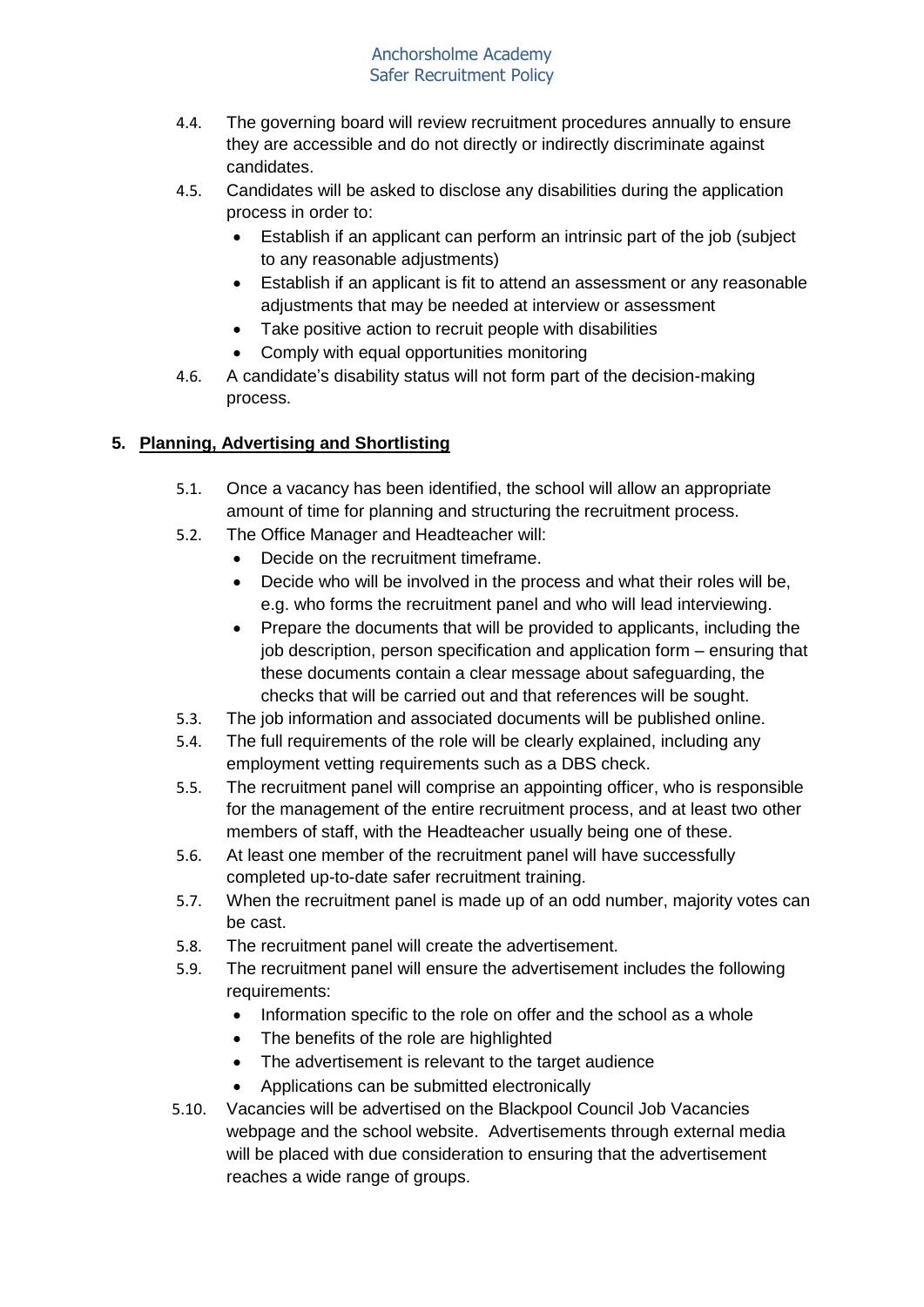4.4. The governing board will review recruitment procedures annually to ensure they are accessible and do not directly or indirectly discriminate against candidates.

4.5. Candidates will be asked to disclose any disabilities during the application process in order to:

- Establish if an applicant can perform an intrinsic part of the job (subject to any reasonable adjustments)
- Establish if an applicant is fit to attend an assessment or any reasonable adjustments that may be needed at interview or assessment
- Take positive action to recruit people with disabilities
- Comply with equal opportunities monitoring

4.6. A candidate's disability status will not form part of the decision-making process.

## 5. Planning, Advertising and Shortlisting

5.1. Once a vacancy has been identified, the school will allow an appropriate amount of time for planning and structuring the recruitment process.

5.2. The Office Manager and Headteacher will:

- Decide on the recruitment timeframe.
- Decide who will be involved in the process and what their roles will be, e.g. who forms the recruitment panel and who will lead interviewing.
- Prepare the documents that will be provided to applicants, including the job description, person specification and application form – ensuring that these documents contain a clear message about safeguarding, the checks that will be carried out and that references will be sought.

5.3. The job information and associated documents will be published online.

5.4. The full requirements of the role will be clearly explained, including any employment vetting requirements such as a DBS check.

5.5. The recruitment panel will comprise an appointing officer, who is responsible for the management of the entire recruitment process, and at least two other members of staff, with the Headteacher usually being one of these.

5.6. At least one member of the recruitment panel will have successfully completed up-to-date safer recruitment training.

5.7. When the recruitment panel is made up of an odd number, majority votes can be cast.

5.8. The recruitment panel will create the advertisement.

5.9. The recruitment panel will ensure the advertisement includes the following requirements:

- Information specific to the role on offer and the school as a whole
- The benefits of the role are highlighted
- The advertisement is relevant to the target audience
- Applications can be submitted electronically

5.10. Vacancies will be advertised on the Blackpool Council Job Vacancies webpage and the school website. Advertisements through external media will be placed with due consideration to ensuring that the advertisement reaches a wide range of groups.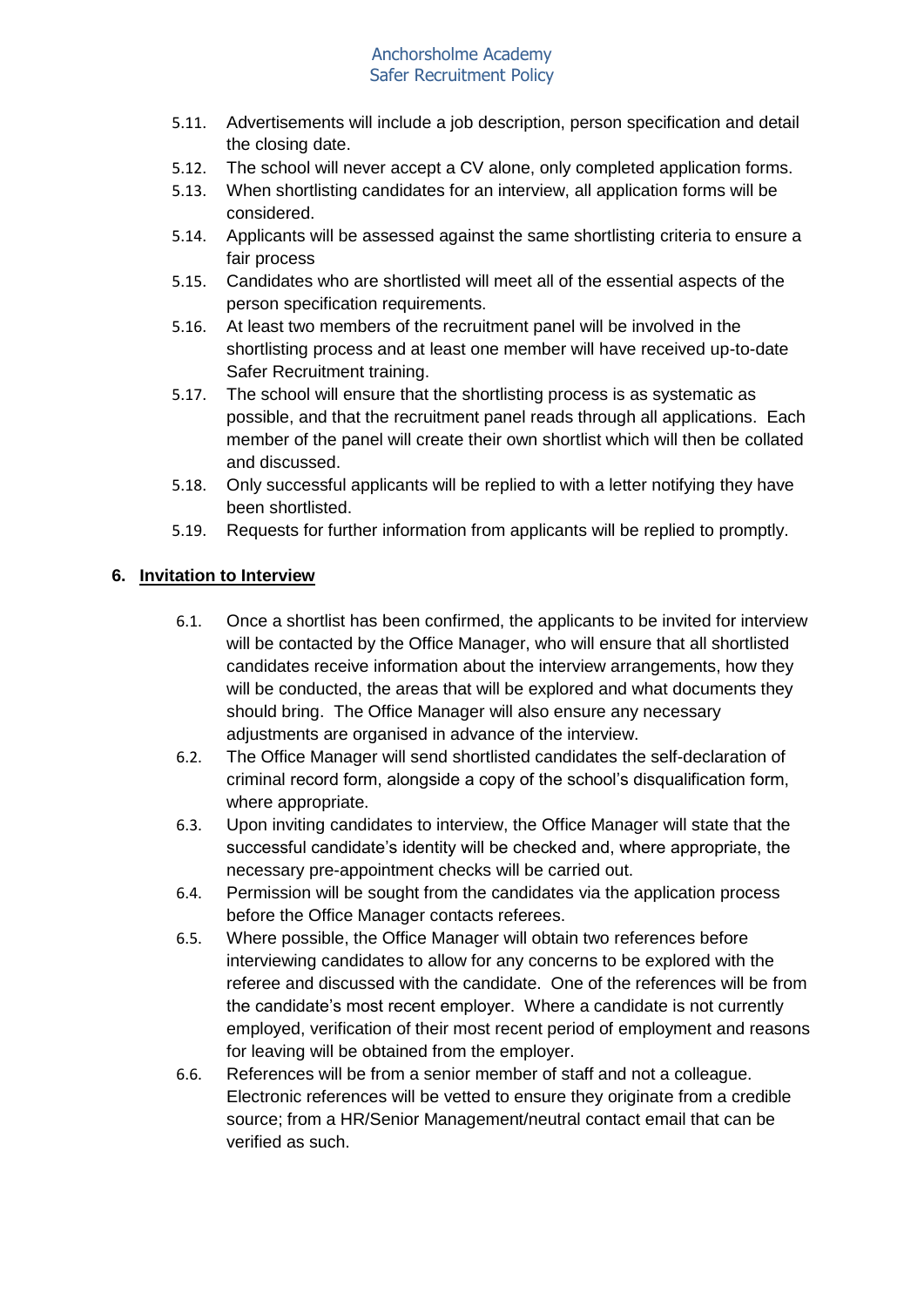5.11. Advertisements will include a job description, person specification and detail the closing date.

5.12. The school will never accept a CV alone, only completed application forms.

5.13. When shortlisting candidates for an interview, all application forms will be considered.

5.14. Applicants will be assessed against the same shortlisting criteria to ensure a fair process

5.15. Candidates who are shortlisted will meet all of the essential aspects of the person specification requirements.

5.16. At least two members of the recruitment panel will be involved in the shortlisting process and at least one member will have received up-to-date Safer Recruitment training.

5.17. The school will ensure that the shortlisting process is as systematic as possible, and that the recruitment panel reads through all applications. Each member of the panel will create their own shortlist which will then be collated and discussed.

5.18. Only successful applicants will be replied to with a letter notifying they have been shortlisted.

5.19. Requests for further information from applicants will be replied to promptly.

## 6. Invitation to Interview

6.1. Once a shortlist has been confirmed, the applicants to be invited for interview will be contacted by the Office Manager, who will ensure that all shortlisted candidates receive information about the interview arrangements, how they will be conducted, the areas that will be explored and what documents they should bring. The Office Manager will also ensure any necessary adjustments are organised in advance of the interview.

6.2. The Office Manager will send shortlisted candidates the self-declaration of criminal record form, alongside a copy of the school's disqualification form, where appropriate.

6.3. Upon inviting candidates to interview, the Office Manager will state that the successful candidate's identity will be checked and, where appropriate, the necessary pre-appointment checks will be carried out.

6.4. Permission will be sought from the candidates via the application process before the Office Manager contacts referees.

6.5. Where possible, the Office Manager will obtain two references before interviewing candidates to allow for any concerns to be explored with the referee and discussed with the candidate. One of the references will be from the candidate's most recent employer. Where a candidate is not currently employed, verification of their most recent period of employment and reasons for leaving will be obtained from the employer.

6.6. References will be from a senior member of staff and not a colleague. Electronic references will be vetted to ensure they originate from a credible source; from a HR/Senior Management/neutral contact email that can be verified as such.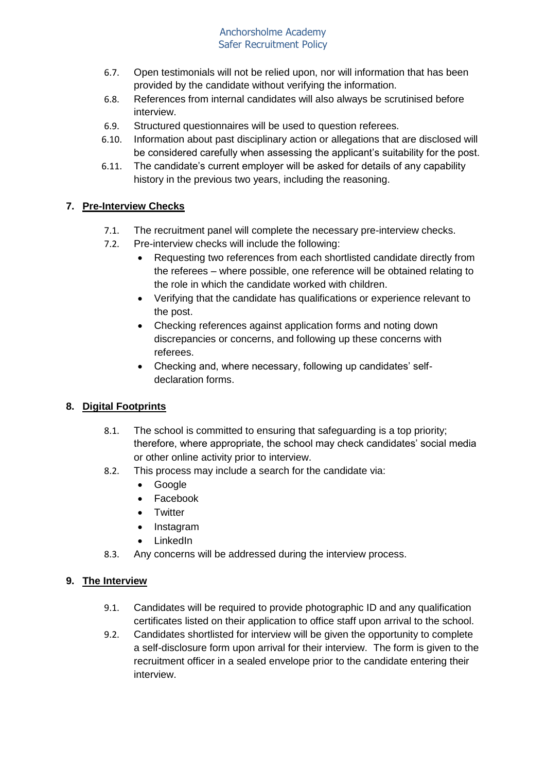6.7. Open testimonials will not be relied upon, nor will information that has been provided by the candidate without verifying the information.

6.8. References from internal candidates will also always be scrutinised before interview.

6.9. Structured questionnaires will be used to question referees.

6.10. Information about past disciplinary action or allegations that are disclosed will be considered carefully when assessing the applicant's suitability for the post.

6.11. The candidate's current employer will be asked for details of any capability history in the previous two years, including the reasoning.

## 7. Pre-Interview Checks

7.1. The recruitment panel will complete the necessary pre-interview checks.

7.2. Pre-interview checks will include the following:

- Requesting two references from each shortlisted candidate directly from the referees – where possible, one reference will be obtained relating to the role in which the candidate worked with children.
- Verifying that the candidate has qualifications or experience relevant to the post.
- Checking references against application forms and noting down discrepancies or concerns, and following up these concerns with referees.
- Checking and, where necessary, following up candidates' self-declaration forms.

## 8. Digital Footprints

8.1. The school is committed to ensuring that safeguarding is a top priority; therefore, where appropriate, the school may check candidates' social media or other online activity prior to interview.

8.2. This process may include a search for the candidate via:

- Google
- Facebook
- Twitter
- Instagram
- LinkedIn

8.3. Any concerns will be addressed during the interview process.

## 9. The Interview

9.1. Candidates will be required to provide photographic ID and any qualification certificates listed on their application to office staff upon arrival to the school.

9.2. Candidates shortlisted for interview will be given the opportunity to complete a self-disclosure form upon arrival for their interview. The form is given to the recruitment officer in a sealed envelope prior to the candidate entering their interview.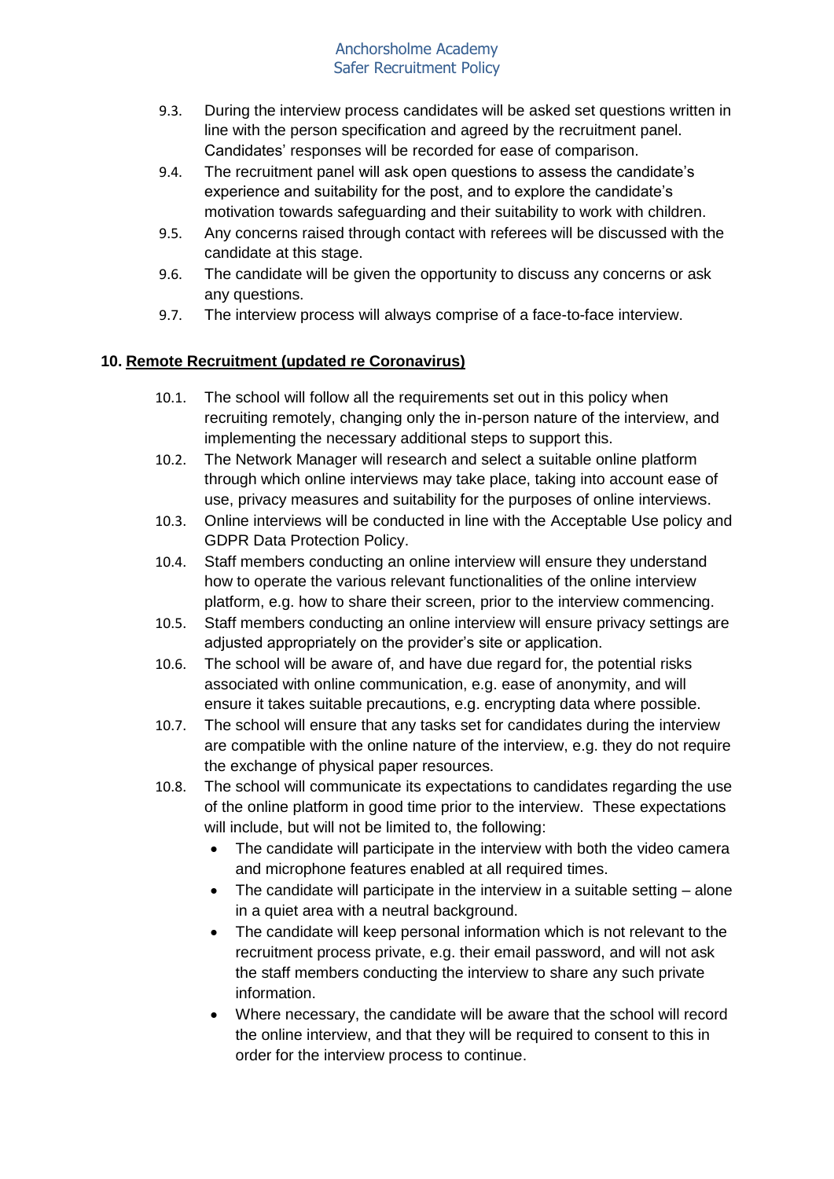9.3. During the interview process candidates will be asked set questions written in line with the person specification and agreed by the recruitment panel. Candidates' responses will be recorded for ease of comparison.

9.4. The recruitment panel will ask open questions to assess the candidate's experience and suitability for the post, and to explore the candidate's motivation towards safeguarding and their suitability to work with children.

9.5. Any concerns raised through contact with referees will be discussed with the candidate at this stage.

9.6. The candidate will be given the opportunity to discuss any concerns or ask any questions.

9.7. The interview process will always comprise of a face-to-face interview.

## 10. Remote Recruitment (updated re Coronavirus)

10.1. The school will follow all the requirements set out in this policy when recruiting remotely, changing only the in-person nature of the interview, and implementing the necessary additional steps to support this.

10.2. The Network Manager will research and select a suitable online platform through which online interviews may take place, taking into account ease of use, privacy measures and suitability for the purposes of online interviews.

10.3. Online interviews will be conducted in line with the Acceptable Use policy and GDPR Data Protection Policy.

10.4. Staff members conducting an online interview will ensure they understand how to operate the various relevant functionalities of the online interview platform, e.g. how to share their screen, prior to the interview commencing.

10.5. Staff members conducting an online interview will ensure privacy settings are adjusted appropriately on the provider's site or application.

10.6. The school will be aware of, and have due regard for, the potential risks associated with online communication, e.g. ease of anonymity, and will ensure it takes suitable precautions, e.g. encrypting data where possible.

10.7. The school will ensure that any tasks set for candidates during the interview are compatible with the online nature of the interview, e.g. they do not require the exchange of physical paper resources.

10.8. The school will communicate its expectations to candidates regarding the use of the online platform in good time prior to the interview. These expectations will include, but will not be limited to, the following:

- The candidate will participate in the interview with both the video camera and microphone features enabled at all required times.
- The candidate will participate in the interview in a suitable setting – alone in a quiet area with a neutral background.
- The candidate will keep personal information which is not relevant to the recruitment process private, e.g. their email password, and will not ask the staff members conducting the interview to share any such private information.
- Where necessary, the candidate will be aware that the school will record the online interview, and that they will be required to consent to this in order for the interview process to continue.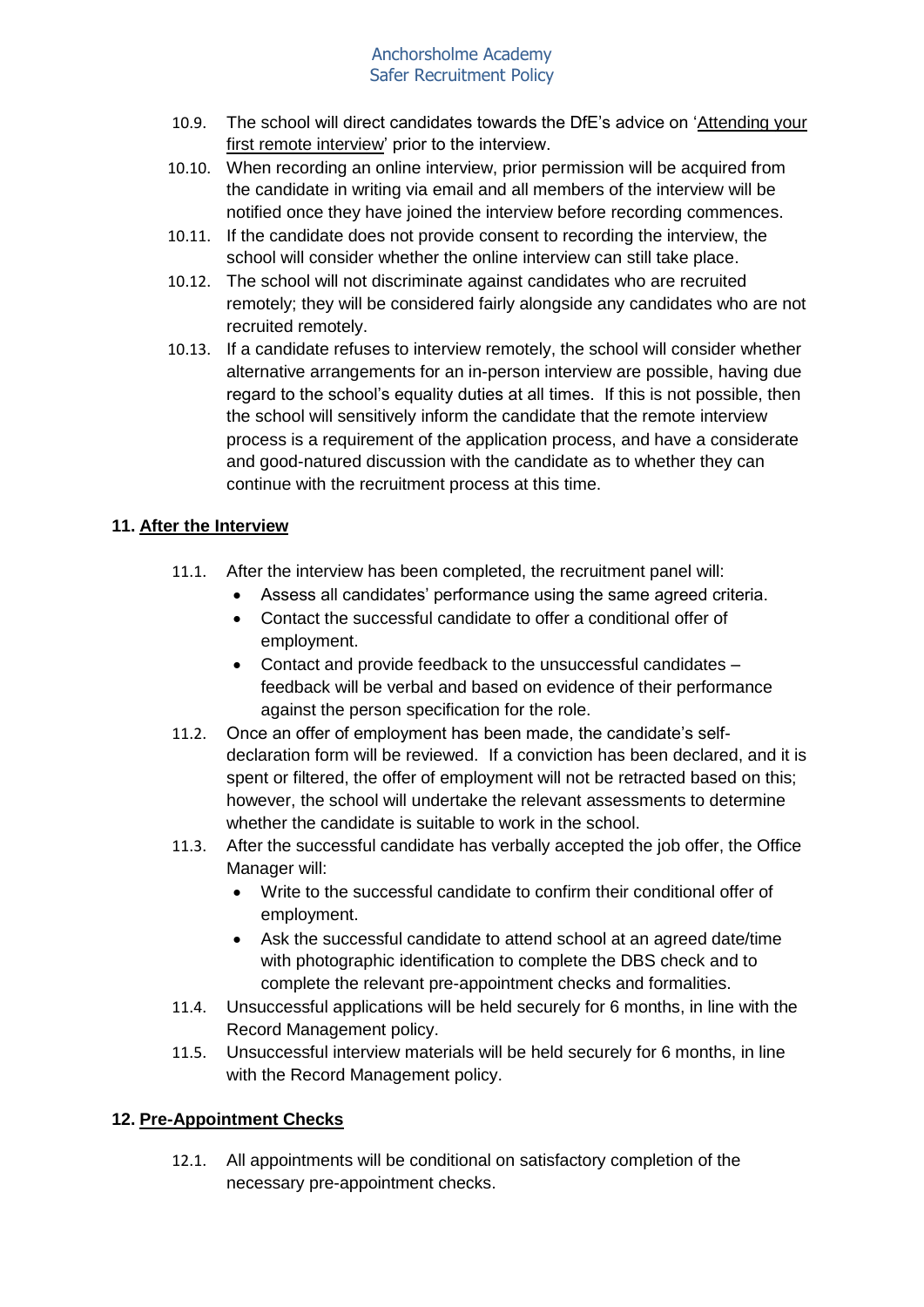10.9. The school will direct candidates towards the DfE's advice on 'Attending your first remote interview' prior to the interview.

10.10. When recording an online interview, prior permission will be acquired from the candidate in writing via email and all members of the interview will be notified once they have joined the interview before recording commences.

10.11. If the candidate does not provide consent to recording the interview, the school will consider whether the online interview can still take place.

10.12. The school will not discriminate against candidates who are recruited remotely; they will be considered fairly alongside any candidates who are not recruited remotely.

10.13. If a candidate refuses to interview remotely, the school will consider whether alternative arrangements for an in-person interview are possible, having due regard to the school's equality duties at all times. If this is not possible, then the school will sensitively inform the candidate that the remote interview process is a requirement of the application process, and have a considerate and good-natured discussion with the candidate as to whether they can continue with the recruitment process at this time.

## 11. After the Interview

11.1. After the interview has been completed, the recruitment panel will:

- Assess all candidates' performance using the same agreed criteria.
- Contact the successful candidate to offer a conditional offer of employment.
- Contact and provide feedback to the unsuccessful candidates – feedback will be verbal and based on evidence of their performance against the person specification for the role.

11.2. Once an offer of employment has been made, the candidate's self-declaration form will be reviewed. If a conviction has been declared, and it is spent or filtered, the offer of employment will not be retracted based on this; however, the school will undertake the relevant assessments to determine whether the candidate is suitable to work in the school.

11.3. After the successful candidate has verbally accepted the job offer, the Office Manager will:

- Write to the successful candidate to confirm their conditional offer of employment.
- Ask the successful candidate to attend school at an agreed date/time with photographic identification to complete the DBS check and to complete the relevant pre-appointment checks and formalities.

11.4. Unsuccessful applications will be held securely for 6 months, in line with the Record Management policy.

11.5. Unsuccessful interview materials will be held securely for 6 months, in line with the Record Management policy.

## 12. Pre-Appointment Checks

12.1. All appointments will be conditional on satisfactory completion of the necessary pre-appointment checks.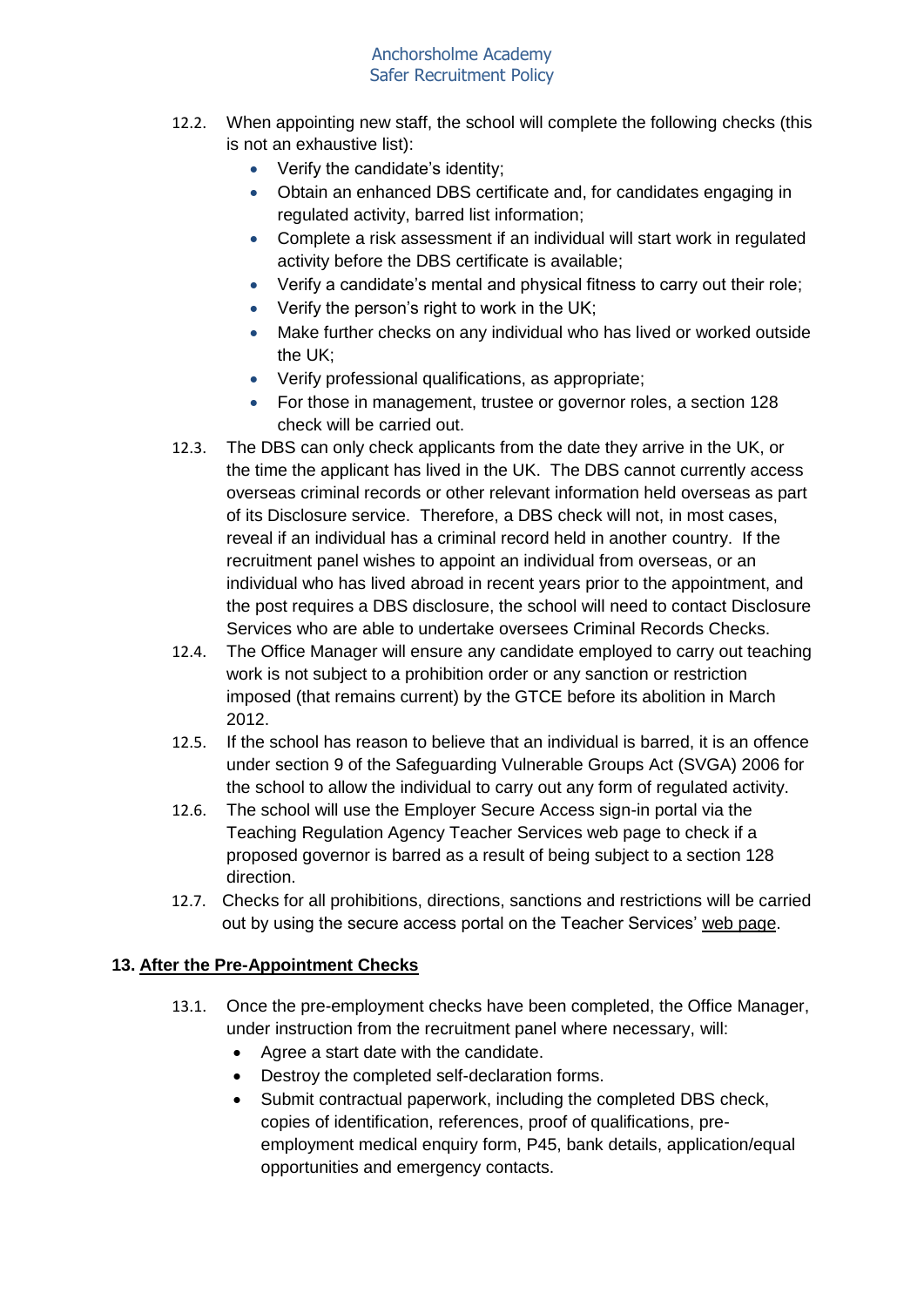12.2. When appointing new staff, the school will complete the following checks (this is not an exhaustive list):

- Verify the candidate's identity;
- Obtain an enhanced DBS certificate and, for candidates engaging in regulated activity, barred list information;
- Complete a risk assessment if an individual will start work in regulated activity before the DBS certificate is available;
- Verify a candidate's mental and physical fitness to carry out their role;
- Verify the person's right to work in the UK;
- Make further checks on any individual who has lived or worked outside the UK;
- Verify professional qualifications, as appropriate;
- For those in management, trustee or governor roles, a section 128 check will be carried out.

12.3. The DBS can only check applicants from the date they arrive in the UK, or the time the applicant has lived in the UK. The DBS cannot currently access overseas criminal records or other relevant information held overseas as part of its Disclosure service. Therefore, a DBS check will not, in most cases, reveal if an individual has a criminal record held in another country. If the recruitment panel wishes to appoint an individual from overseas, or an individual who has lived abroad in recent years prior to the appointment, and the post requires a DBS disclosure, the school will need to contact Disclosure Services who are able to undertake oversees Criminal Records Checks.

12.4. The Office Manager will ensure any candidate employed to carry out teaching work is not subject to a prohibition order or any sanction or restriction imposed (that remains current) by the GTCE before its abolition in March 2012.

12.5. If the school has reason to believe that an individual is barred, it is an offence under section 9 of the Safeguarding Vulnerable Groups Act (SVGA) 2006 for the school to allow the individual to carry out any form of regulated activity.

12.6. The school will use the Employer Secure Access sign-in portal via the Teaching Regulation Agency Teacher Services web page to check if a proposed governor is barred as a result of being subject to a section 128 direction.

12.7. Checks for all prohibitions, directions, sanctions and restrictions will be carried out by using the secure access portal on the Teacher Services' web page.

## 13. After the Pre-Appointment Checks

13.1. Once the pre-employment checks have been completed, the Office Manager, under instruction from the recruitment panel where necessary, will:

- Agree a start date with the candidate.
- Destroy the completed self-declaration forms.
- Submit contractual paperwork, including the completed DBS check, copies of identification, references, proof of qualifications, pre-employment medical enquiry form, P45, bank details, application/equal opportunities and emergency contacts.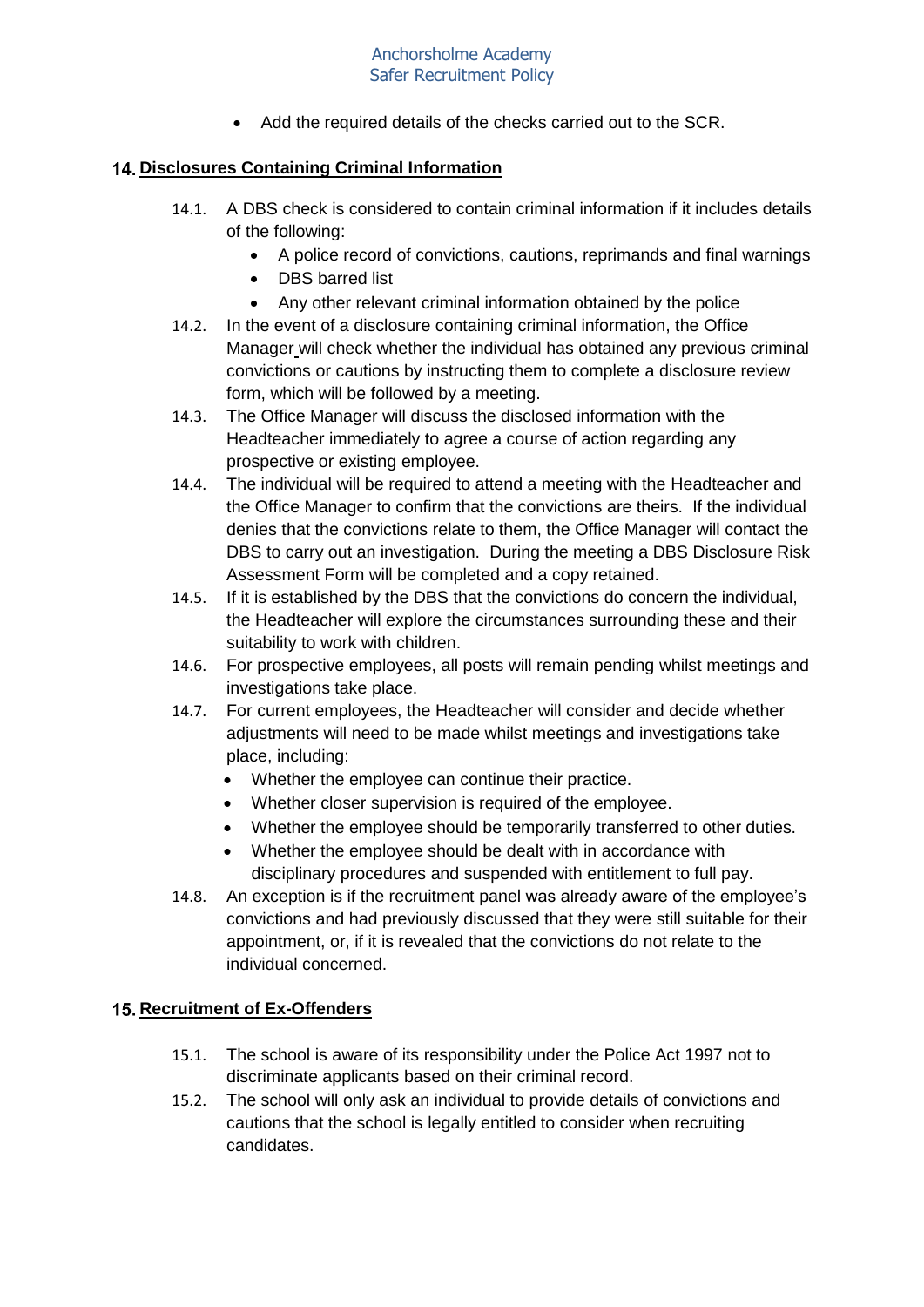- Add the required details of the checks carried out to the SCR.

## 14. Disclosures Containing Criminal Information

14.1. A DBS check is considered to contain criminal information if it includes details of the following:

- A police record of convictions, cautions, reprimands and final warnings
- DBS barred list
- Any other relevant criminal information obtained by the police

14.2. In the event of a disclosure containing criminal information, the Office Manager will check whether the individual has obtained any previous criminal convictions or cautions by instructing them to complete a disclosure review form, which will be followed by a meeting.

14.3. The Office Manager will discuss the disclosed information with the Headteacher immediately to agree a course of action regarding any prospective or existing employee.

14.4. The individual will be required to attend a meeting with the Headteacher and the Office Manager to confirm that the convictions are theirs. If the individual denies that the convictions relate to them, the Office Manager will contact the DBS to carry out an investigation. During the meeting a DBS Disclosure Risk Assessment Form will be completed and a copy retained.

14.5. If it is established by the DBS that the convictions do concern the individual, the Headteacher will explore the circumstances surrounding these and their suitability to work with children.

14.6. For prospective employees, all posts will remain pending whilst meetings and investigations take place.

14.7. For current employees, the Headteacher will consider and decide whether adjustments will need to be made whilst meetings and investigations take place, including:

- Whether the employee can continue their practice.
- Whether closer supervision is required of the employee.
- Whether the employee should be temporarily transferred to other duties.
- Whether the employee should be dealt with in accordance with disciplinary procedures and suspended with entitlement to full pay.

14.8. An exception is if the recruitment panel was already aware of the employee's convictions and had previously discussed that they were still suitable for their appointment, or, if it is revealed that the convictions do not relate to the individual concerned.

## 15. Recruitment of Ex-Offenders

15.1. The school is aware of its responsibility under the Police Act 1997 not to discriminate applicants based on their criminal record.

15.2. The school will only ask an individual to provide details of convictions and cautions that the school is legally entitled to consider when recruiting candidates.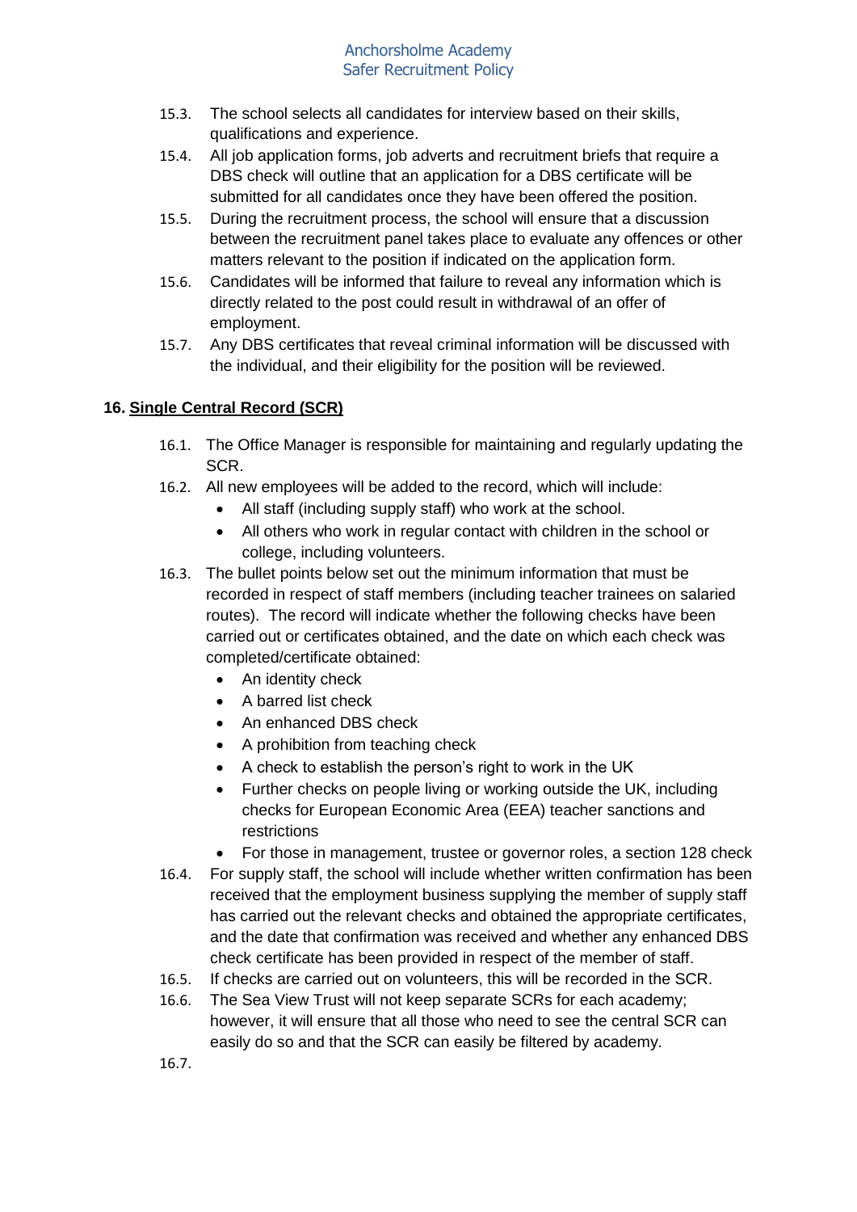15.3. The school selects all candidates for interview based on their skills, qualifications and experience.

15.4. All job application forms, job adverts and recruitment briefs that require a DBS check will outline that an application for a DBS certificate will be submitted for all candidates once they have been offered the position.

15.5. During the recruitment process, the school will ensure that a discussion between the recruitment panel takes place to evaluate any offences or other matters relevant to the position if indicated on the application form.

15.6. Candidates will be informed that failure to reveal any information which is directly related to the post could result in withdrawal of an offer of employment.

15.7. Any DBS certificates that reveal criminal information will be discussed with the individual, and their eligibility for the position will be reviewed.

## 16. Single Central Record (SCR)

16.1. The Office Manager is responsible for maintaining and regularly updating the SCR.

16.2. All new employees will be added to the record, which will include:

- All staff (including supply staff) who work at the school.
- All others who work in regular contact with children in the school or college, including volunteers.

16.3. The bullet points below set out the minimum information that must be recorded in respect of staff members (including teacher trainees on salaried routes). The record will indicate whether the following checks have been carried out or certificates obtained, and the date on which each check was completed/certificate obtained:

- An identity check
- A barred list check
- An enhanced DBS check
- A prohibition from teaching check
- A check to establish the person's right to work in the UK
- Further checks on people living or working outside the UK, including checks for European Economic Area (EEA) teacher sanctions and restrictions
- For those in management, trustee or governor roles, a section 128 check

16.4. For supply staff, the school will include whether written confirmation has been received that the employment business supplying the member of supply staff has carried out the relevant checks and obtained the appropriate certificates, and the date that confirmation was received and whether any enhanced DBS check certificate has been provided in respect of the member of staff.

16.5. If checks are carried out on volunteers, this will be recorded in the SCR.

16.6. The Sea View Trust will not keep separate SCRs for each academy; however, it will ensure that all those who need to see the central SCR can easily do so and that the SCR can easily be filtered by academy.

16.7.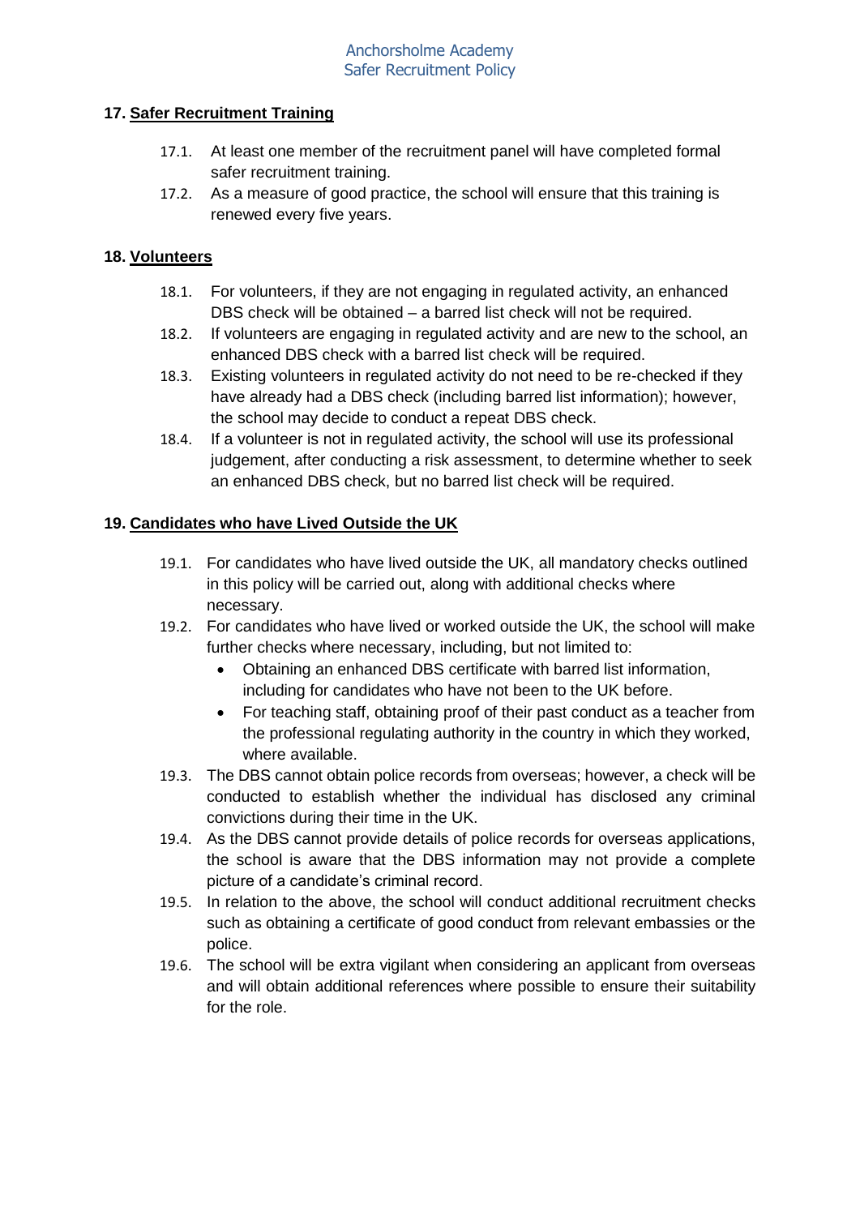## 17. Safer Recruitment Training

17.1. At least one member of the recruitment panel will have completed formal safer recruitment training.

17.2. As a measure of good practice, the school will ensure that this training is renewed every five years.

## 18. Volunteers

18.1. For volunteers, if they are not engaging in regulated activity, an enhanced DBS check will be obtained – a barred list check will not be required.

18.2. If volunteers are engaging in regulated activity and are new to the school, an enhanced DBS check with a barred list check will be required.

18.3. Existing volunteers in regulated activity do not need to be re-checked if they have already had a DBS check (including barred list information); however, the school may decide to conduct a repeat DBS check.

18.4. If a volunteer is not in regulated activity, the school will use its professional judgement, after conducting a risk assessment, to determine whether to seek an enhanced DBS check, but no barred list check will be required.

## 19. Candidates who have Lived Outside the UK

19.1. For candidates who have lived outside the UK, all mandatory checks outlined in this policy will be carried out, along with additional checks where necessary.

19.2. For candidates who have lived or worked outside the UK, the school will make further checks where necessary, including, but not limited to:

- Obtaining an enhanced DBS certificate with barred list information, including for candidates who have not been to the UK before.
- For teaching staff, obtaining proof of their past conduct as a teacher from the professional regulating authority in the country in which they worked, where available.

19.3. The DBS cannot obtain police records from overseas; however, a check will be conducted to establish whether the individual has disclosed any criminal convictions during their time in the UK.

19.4. As the DBS cannot provide details of police records for overseas applications, the school is aware that the DBS information may not provide a complete picture of a candidate's criminal record.

19.5. In relation to the above, the school will conduct additional recruitment checks such as obtaining a certificate of good conduct from relevant embassies or the police.

19.6. The school will be extra vigilant when considering an applicant from overseas and will obtain additional references where possible to ensure their suitability for the role.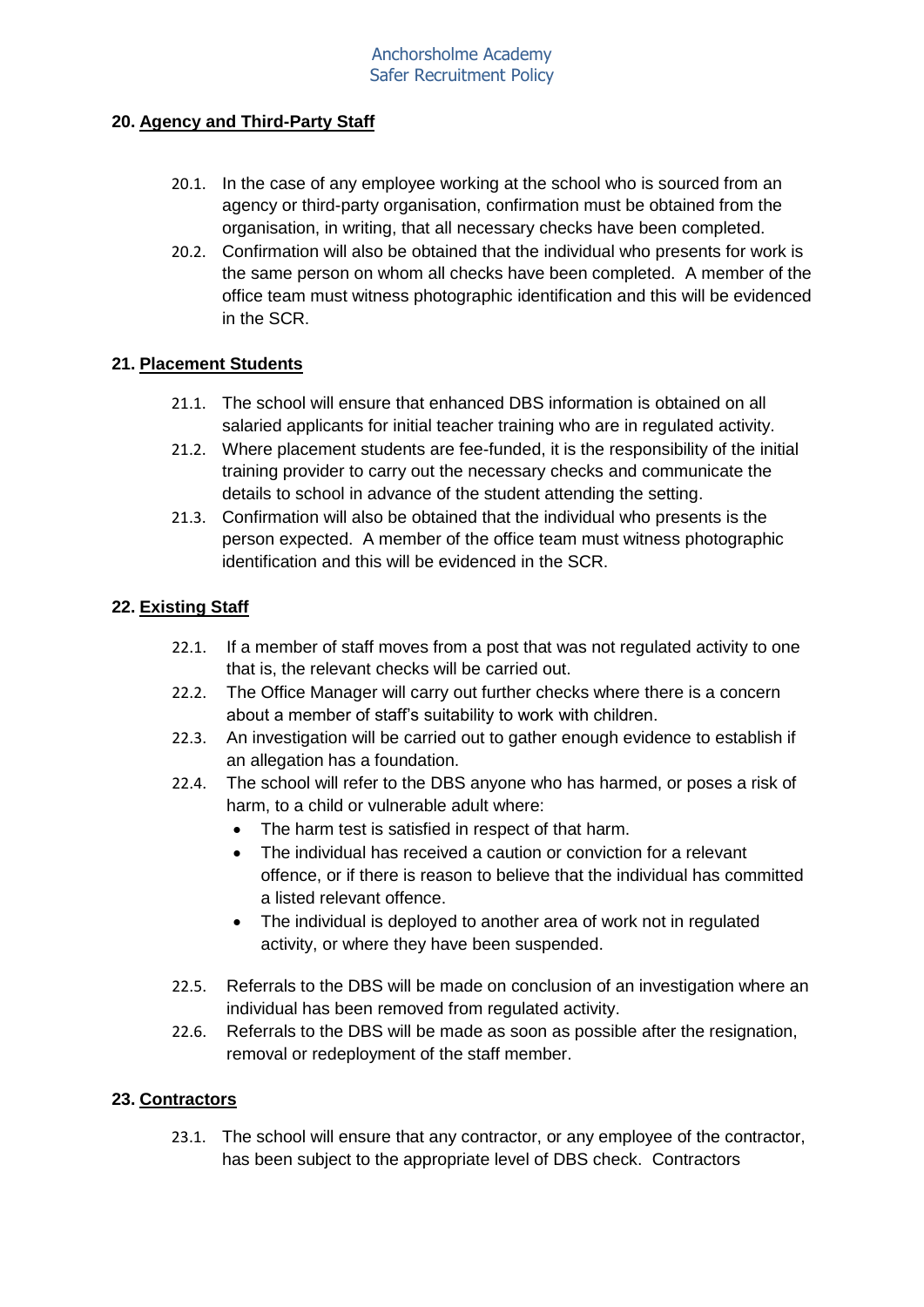## 20. Agency and Third-Party Staff

20.1. In the case of any employee working at the school who is sourced from an agency or third-party organisation, confirmation must be obtained from the organisation, in writing, that all necessary checks have been completed.

20.2. Confirmation will also be obtained that the individual who presents for work is the same person on whom all checks have been completed. A member of the office team must witness photographic identification and this will be evidenced in the SCR.

## 21. Placement Students

21.1. The school will ensure that enhanced DBS information is obtained on all salaried applicants for initial teacher training who are in regulated activity.

21.2. Where placement students are fee-funded, it is the responsibility of the initial training provider to carry out the necessary checks and communicate the details to school in advance of the student attending the setting.

21.3. Confirmation will also be obtained that the individual who presents is the person expected. A member of the office team must witness photographic identification and this will be evidenced in the SCR.

## 22. Existing Staff

22.1. If a member of staff moves from a post that was not regulated activity to one that is, the relevant checks will be carried out.

22.2. The Office Manager will carry out further checks where there is a concern about a member of staff's suitability to work with children.

22.3. An investigation will be carried out to gather enough evidence to establish if an allegation has a foundation.

22.4. The school will refer to the DBS anyone who has harmed, or poses a risk of harm, to a child or vulnerable adult where:

- The harm test is satisfied in respect of that harm.
- The individual has received a caution or conviction for a relevant offence, or if there is reason to believe that the individual has committed a listed relevant offence.
- The individual is deployed to another area of work not in regulated activity, or where they have been suspended.

22.5. Referrals to the DBS will be made on conclusion of an investigation where an individual has been removed from regulated activity.

22.6. Referrals to the DBS will be made as soon as possible after the resignation, removal or redeployment of the staff member.

## 23. Contractors

23.1. The school will ensure that any contractor, or any employee of the contractor, has been subject to the appropriate level of DBS check. Contractors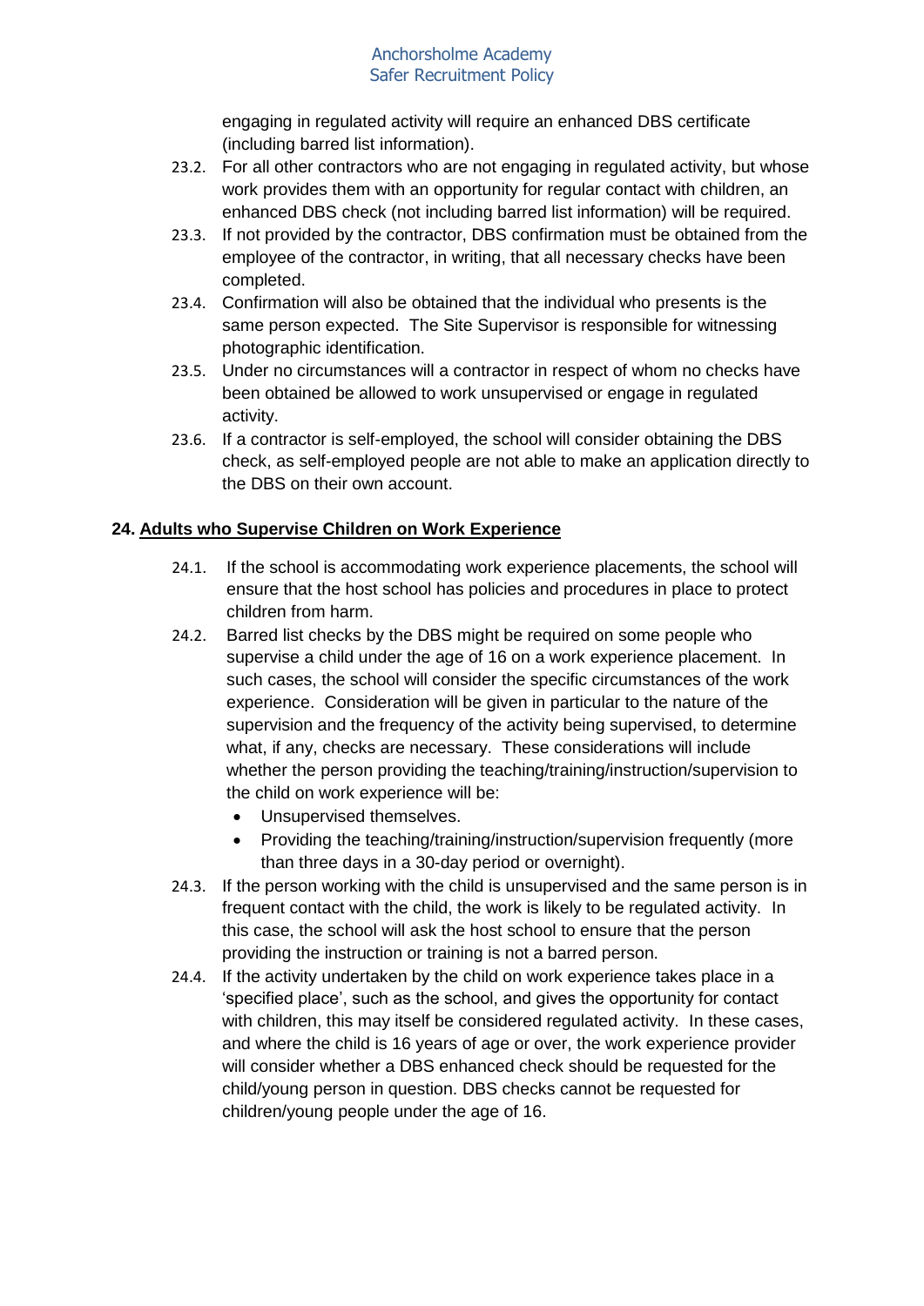engaging in regulated activity will require an enhanced DBS certificate (including barred list information).

23.2. For all other contractors who are not engaging in regulated activity, but whose work provides them with an opportunity for regular contact with children, an enhanced DBS check (not including barred list information) will be required.

23.3. If not provided by the contractor, DBS confirmation must be obtained from the employee of the contractor, in writing, that all necessary checks have been completed.

23.4. Confirmation will also be obtained that the individual who presents is the same person expected. The Site Supervisor is responsible for witnessing photographic identification.

23.5. Under no circumstances will a contractor in respect of whom no checks have been obtained be allowed to work unsupervised or engage in regulated activity.

23.6. If a contractor is self-employed, the school will consider obtaining the DBS check, as self-employed people are not able to make an application directly to the DBS on their own account.

## 24. Adults who Supervise Children on Work Experience

24.1. If the school is accommodating work experience placements, the school will ensure that the host school has policies and procedures in place to protect children from harm.

24.2. Barred list checks by the DBS might be required on some people who supervise a child under the age of 16 on a work experience placement. In such cases, the school will consider the specific circumstances of the work experience. Consideration will be given in particular to the nature of the supervision and the frequency of the activity being supervised, to determine what, if any, checks are necessary. These considerations will include whether the person providing the teaching/training/instruction/supervision to the child on work experience will be:

- Unsupervised themselves.
- Providing the teaching/training/instruction/supervision frequently (more than three days in a 30-day period or overnight).

24.3. If the person working with the child is unsupervised and the same person is in frequent contact with the child, the work is likely to be regulated activity. In this case, the school will ask the host school to ensure that the person providing the instruction or training is not a barred person.

24.4. If the activity undertaken by the child on work experience takes place in a 'specified place', such as the school, and gives the opportunity for contact with children, this may itself be considered regulated activity. In these cases, and where the child is 16 years of age or over, the work experience provider will consider whether a DBS enhanced check should be requested for the child/young person in question. DBS checks cannot be requested for children/young people under the age of 16.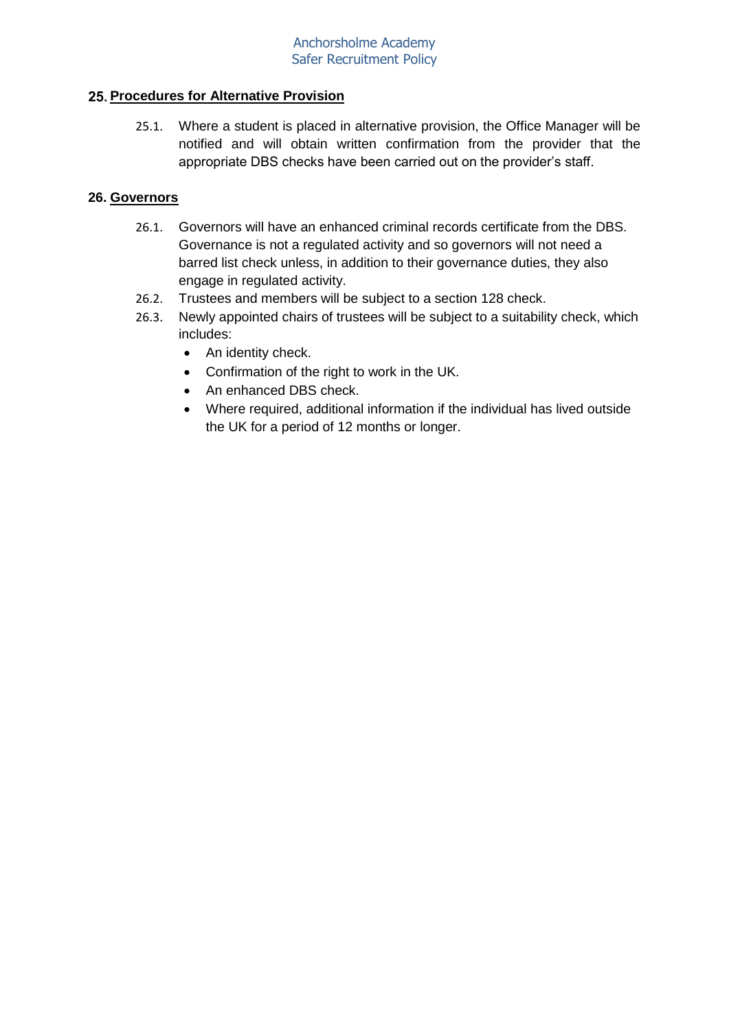## 25. Procedures for Alternative Provision

25.1. Where a student is placed in alternative provision, the Office Manager will be notified and will obtain written confirmation from the provider that the appropriate DBS checks have been carried out on the provider's staff.

## 26. Governors

26.1. Governors will have an enhanced criminal records certificate from the DBS. Governance is not a regulated activity and so governors will not need a barred list check unless, in addition to their governance duties, they also engage in regulated activity.

26.2. Trustees and members will be subject to a section 128 check.

26.3. Newly appointed chairs of trustees will be subject to a suitability check, which includes:

- An identity check.
- Confirmation of the right to work in the UK.
- An enhanced DBS check.
- Where required, additional information if the individual has lived outside the UK for a period of 12 months or longer.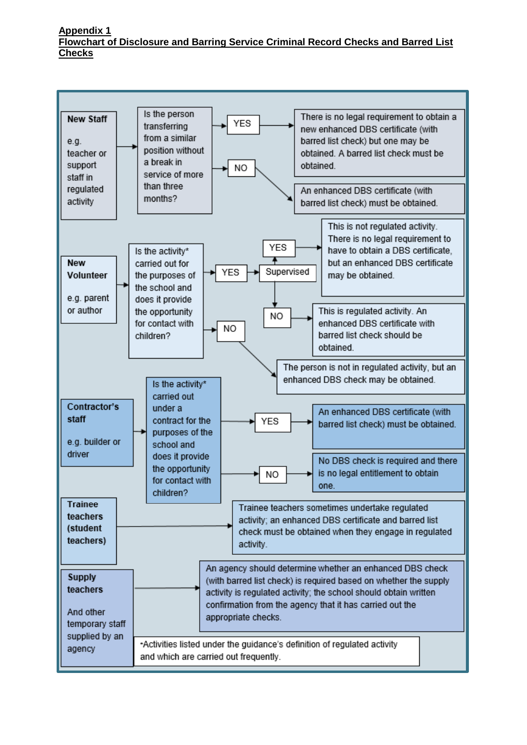**Appendix 1**
**Flowchart of Disclosure and Barring Service Criminal Record Checks and Barred List Checks**

**New Staff**

e.g. teacher or support staff in regulated activity

→ Is the person transferring from a similar position without a break in service of more than three months?

- **YES** → There is no legal requirement to obtain a new enhanced DBS certificate (with barred list check) but one may be obtained. A barred list check must be obtained.
- **NO** → An enhanced DBS certificate (with barred list check) must be obtained.

**New Volunteer**

e.g. parent or author

→ Is the activity* carried out for the purposes of the school and does it provide the opportunity for contact with children?

- **YES** → Supervised
  - **YES** → This is not regulated activity. There is no legal requirement to have to obtain a DBS certificate, but an enhanced DBS certificate may be obtained.
  - **NO** → This is regulated activity. An enhanced DBS certificate with barred list check should be obtained.
- **NO** → The person is not in regulated activity, but an enhanced DBS check may be obtained.

**Contractor's staff**

e.g. builder or driver

→ Is the activity* carried out under a contract for the purposes of the school and does it provide the opportunity for contact with children?

- **YES** → An enhanced DBS certificate (with barred list check) must be obtained.
- **NO** → No DBS check is required and there is no legal entitlement to obtain one.

**Trainee teachers (student teachers)**

→ Trainee teachers sometimes undertake regulated activity; an enhanced DBS certificate and barred list check must be obtained when they engage in regulated activity.

**Supply teachers**

And other temporary staff supplied by an agency

→ An agency should determine whether an enhanced DBS check (with barred list check) is required based on whether the supply activity is regulated activity; the school should obtain written confirmation from the agency that it has carried out the appropriate checks.

*Activities listed under the guidance's definition of regulated activity and which are carried out frequently.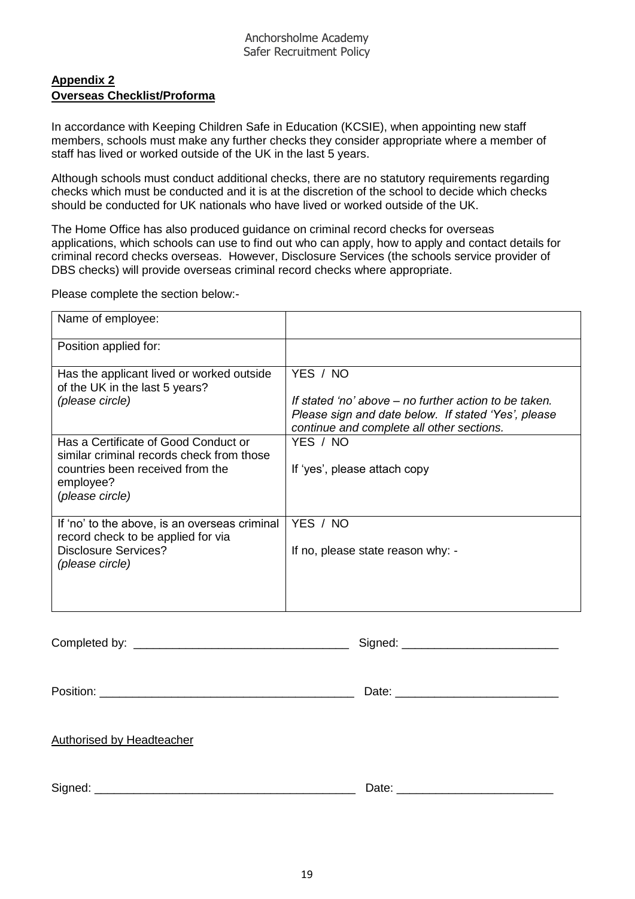**Appendix 2**
**Overseas Checklist/Proforma**

In accordance with Keeping Children Safe in Education (KCSIE), when appointing new staff members, schools must make any further checks they consider appropriate where a member of staff has lived or worked outside of the UK in the last 5 years.

Although schools must conduct additional checks, there are no statutory requirements regarding checks which must be conducted and it is at the discretion of the school to decide which checks should be conducted for UK nationals who have lived or worked outside of the UK.

The Home Office has also produced guidance on criminal record checks for overseas applications, which schools can use to find out who can apply, how to apply and contact details for criminal record checks overseas. However, Disclosure Services (the schools service provider of DBS checks) will provide overseas criminal record checks where appropriate.

Please complete the section below:-

| | |
|---|---|
| Name of employee: | |
| Position applied for: | |
| Has the applicant lived or worked outside of the UK in the last 5 years? *(please circle)* | YES / NO<br><br>*If stated 'no' above – no further action to be taken. Please sign and date below. If stated 'Yes', please continue and complete all other sections.* |
| Has a Certificate of Good Conduct or similar criminal records check from those countries been received from the employee? (*please circle*) | YES / NO<br><br>If 'yes', please attach copy |
| If 'no' to the above, is an overseas criminal record check to be applied for via Disclosure Services? *(please circle)* | YES / NO<br><br>If no, please state reason why: - |

Completed by: _________________________________ Signed: ________________________

Position: _______________________________________ Date: _________________________

Authorised by Headteacher

Signed: ________________________________________ Date: ________________________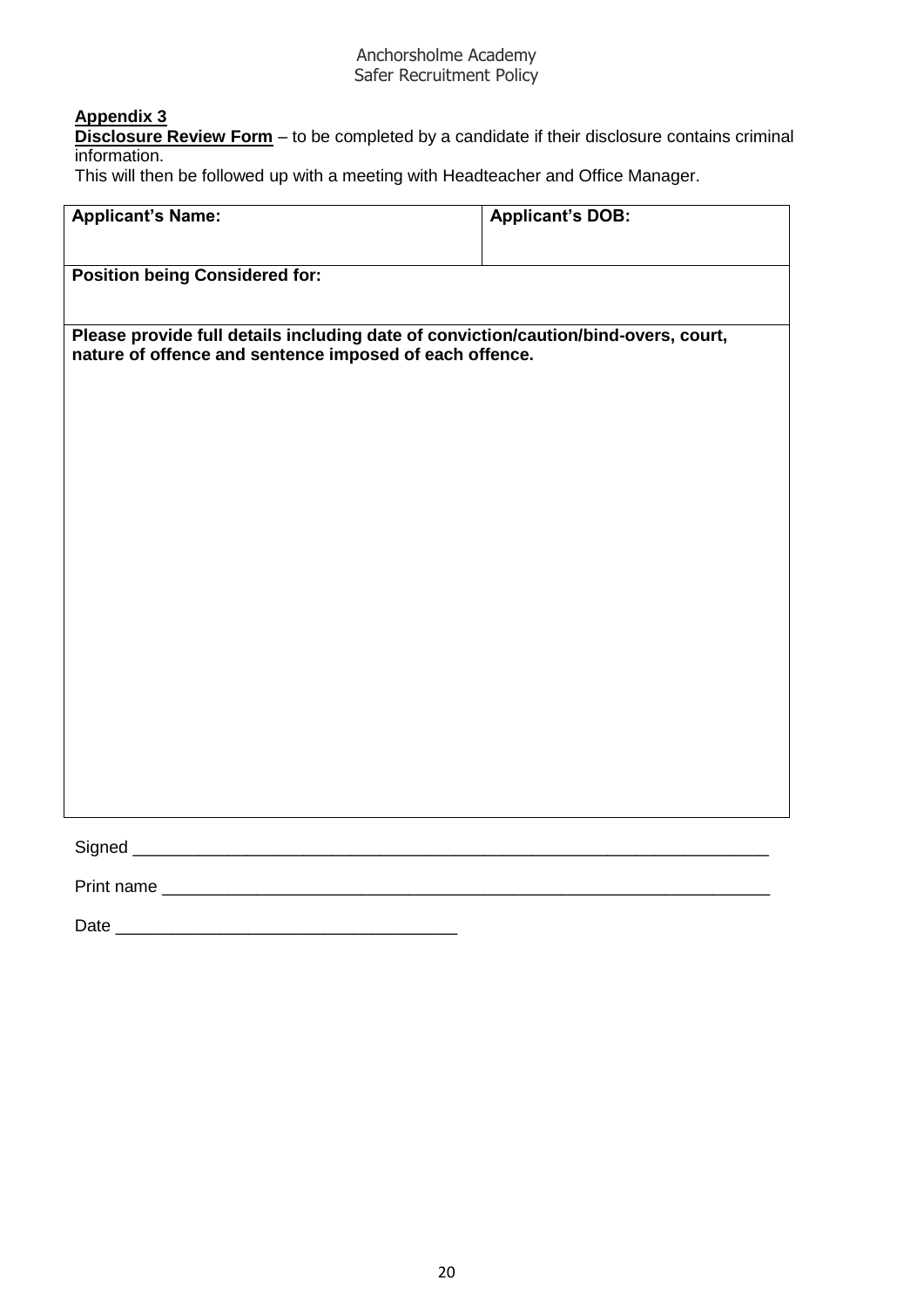**Appendix 3**

**Disclosure Review Form** – to be completed by a candidate if their disclosure contains criminal information.

This will then be followed up with a meeting with Headteacher and Office Manager.

| **Applicant's Name:** | **Applicant's DOB:** |
|---|---|
| **Position being Considered for:** | |
| **Please provide full details including date of conviction/caution/bind-overs, court, nature of offence and sentence imposed of each offence.** | |

Signed ______________________________________________________________________

Print name ___________________________________________________________________

Date ______________________________________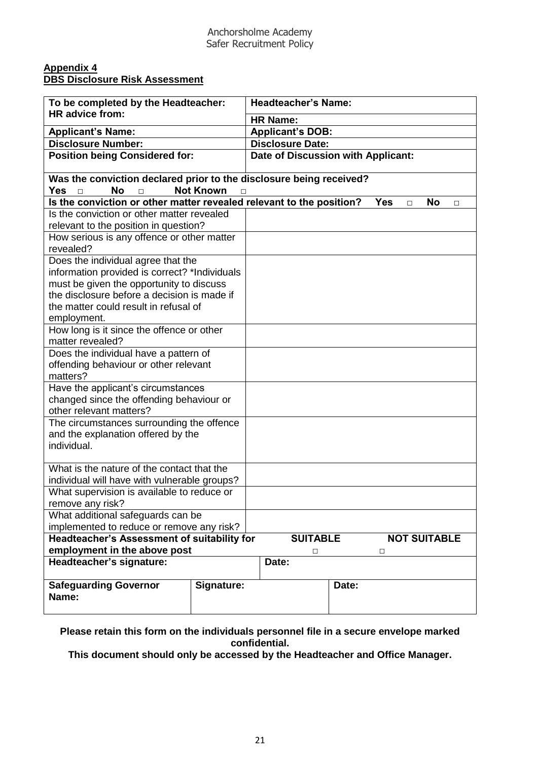**Appendix 4**
**DBS Disclosure Risk Assessment**

| **To be completed by the Headteacher:** **HR advice from:** | **Headteacher's Name:** |
|---|---|
| | **HR Name:** |
| **Applicant's Name:** | **Applicant's DOB:** |
| **Disclosure Number:** | **Disclosure Date:** |
| **Position being Considered for:** | **Date of Discussion with Applicant:** |
| **Was the conviction declared prior to the disclosure being received?** **Yes** □ **No** □ **Not Known** □ | |
| **Is the conviction or other matter revealed relevant to the position?** **Yes** □ **No** □ | |
| Is the conviction or other matter revealed relevant to the position in question? | |
| How serious is any offence or other matter revealed? | |
| Does the individual agree that the information provided is correct? *Individuals must be given the opportunity to discuss the disclosure before a decision is made if the matter could result in refusal of employment. | |
| How long is it since the offence or other matter revealed? | |
| Does the individual have a pattern of offending behaviour or other relevant matters? | |
| Have the applicant's circumstances changed since the offending behaviour or other relevant matters? | |
| The circumstances surrounding the offence and the explanation offered by the individual. | |
| What is the nature of the contact that the individual will have with vulnerable groups? | |
| What supervision is available to reduce or remove any risk? | |
| What additional safeguards can be implemented to reduce or remove any risk? | |
| **Headteacher's Assessment of suitability for employment in the above post** | **SUITABLE** □ **NOT SUITABLE** □ |
| **Headteacher's signature:** | **Date:** |
| **Safeguarding Governor Name:** **Signature:** | **Date:** |

**Please retain this form on the individuals personnel file in a secure envelope marked confidential.**

**This document should only be accessed by the Headteacher and Office Manager.**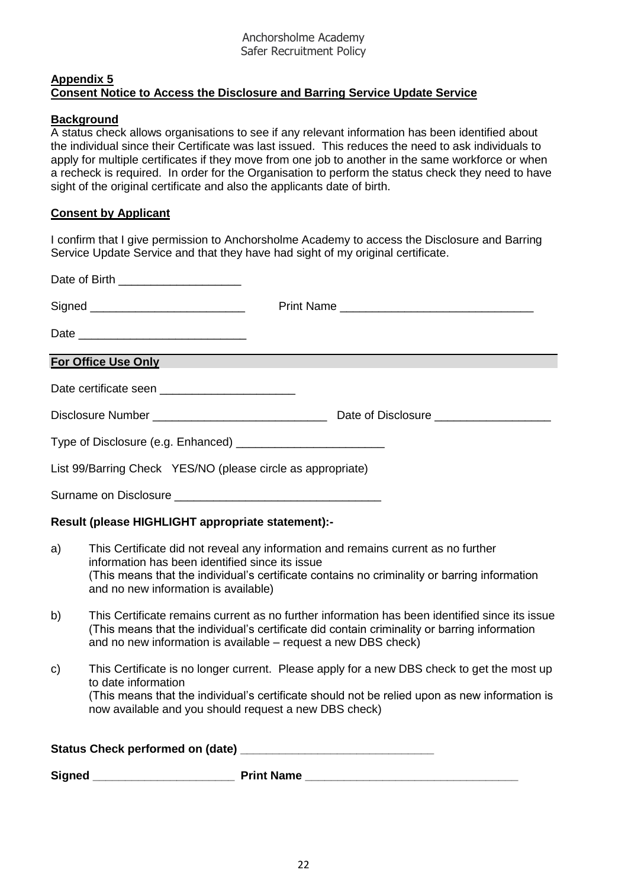**Appendix 5**
**Consent Notice to Access the Disclosure and Barring Service Update Service**

**Background**
A status check allows organisations to see if any relevant information has been identified about the individual since their Certificate was last issued. This reduces the need to ask individuals to apply for multiple certificates if they move from one job to another in the same workforce or when a recheck is required. In order for the Organisation to perform the status check they need to have sight of the original certificate and also the applicants date of birth.

**Consent by Applicant**

I confirm that I give permission to Anchorsholme Academy to access the Disclosure and Barring Service Update Service and that they have had sight of my original certificate.

Date of Birth ___________________

Signed ________________________ Print Name ______________________________

Date _________________________

**For Office Use Only**

Date certificate seen _____________________

Disclosure Number ___________________________ Date of Disclosure __________________

Type of Disclosure (e.g. Enhanced) _______________________

List 99/Barring Check YES/NO (please circle as appropriate)

Surname on Disclosure _______________________________

**Result (please HIGHLIGHT appropriate statement):-**

a) This Certificate did not reveal any information and remains current as no further information has been identified since its issue
(This means that the individual's certificate contains no criminality or barring information and no new information is available)

b) This Certificate remains current as no further information has been identified since its issue
(This means that the individual's certificate did contain criminality or barring information and no new information is available – request a new DBS check)

c) This Certificate is no longer current. Please apply for a new DBS check to get the most up to date information
(This means that the individual's certificate should not be relied upon as new information is now available and you should request a new DBS check)

**Status Check performed on (date) _____________________________**

**Signed _____________________ Print Name ________________________________**